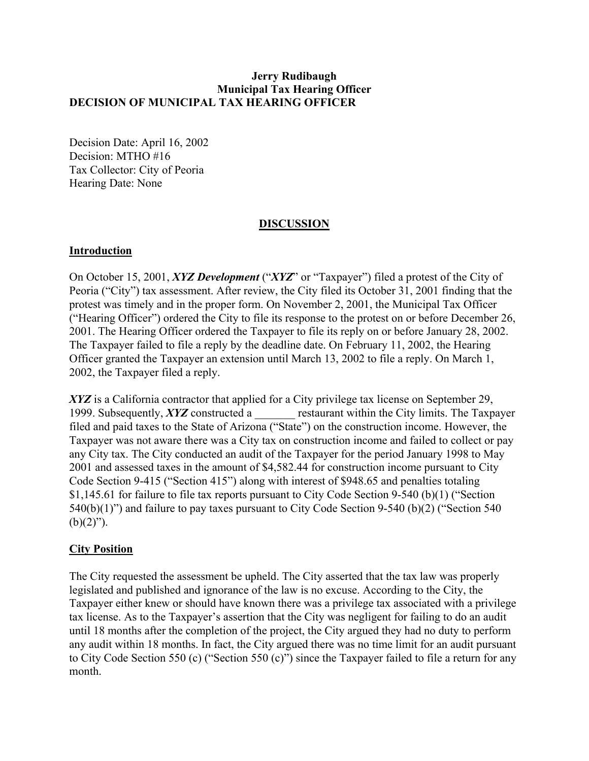**Jerry Rudibaugh**
**Municipal Tax Hearing Officer**
**DECISION OF MUNICIPAL TAX HEARING OFFICER**

Decision Date: April 16, 2002
Decision: MTHO #16
Tax Collector: City of Peoria
Hearing Date: None

## DISCUSSION

### Introduction

On October 15, 2001, ***XYZ Development*** ("***XYZ***" or "Taxpayer") filed a protest of the City of Peoria ("City") tax assessment. After review, the City filed its October 31, 2001 finding that the protest was timely and in the proper form. On November 2, 2001, the Municipal Tax Officer ("Hearing Officer") ordered the City to file its response to the protest on or before December 26, 2001. The Hearing Officer ordered the Taxpayer to file its reply on or before January 28, 2002. The Taxpayer failed to file a reply by the deadline date. On February 11, 2002, the Hearing Officer granted the Taxpayer an extension until March 13, 2002 to file a reply. On March 1, 2002, the Taxpayer filed a reply.

***XYZ*** is a California contractor that applied for a City privilege tax license on September 29, 1999. Subsequently, ***XYZ*** constructed a _______ restaurant within the City limits. The Taxpayer filed and paid taxes to the State of Arizona ("State") on the construction income. However, the Taxpayer was not aware there was a City tax on construction income and failed to collect or pay any City tax. The City conducted an audit of the Taxpayer for the period January 1998 to May 2001 and assessed taxes in the amount of $4,582.44 for construction income pursuant to City Code Section 9-415 ("Section 415") along with interest of $948.65 and penalties totaling $1,145.61 for failure to file tax reports pursuant to City Code Section 9-540 (b)(1) ("Section 540(b)(1)") and failure to pay taxes pursuant to City Code Section 9-540 (b)(2) ("Section 540 (b)(2)").

### City Position

The City requested the assessment be upheld. The City asserted that the tax law was properly legislated and published and ignorance of the law is no excuse. According to the City, the Taxpayer either knew or should have known there was a privilege tax associated with a privilege tax license. As to the Taxpayer's assertion that the City was negligent for failing to do an audit until 18 months after the completion of the project, the City argued they had no duty to perform any audit within 18 months. In fact, the City argued there was no time limit for an audit pursuant to City Code Section 550 (c) ("Section 550 (c)") since the Taxpayer failed to file a return for any month.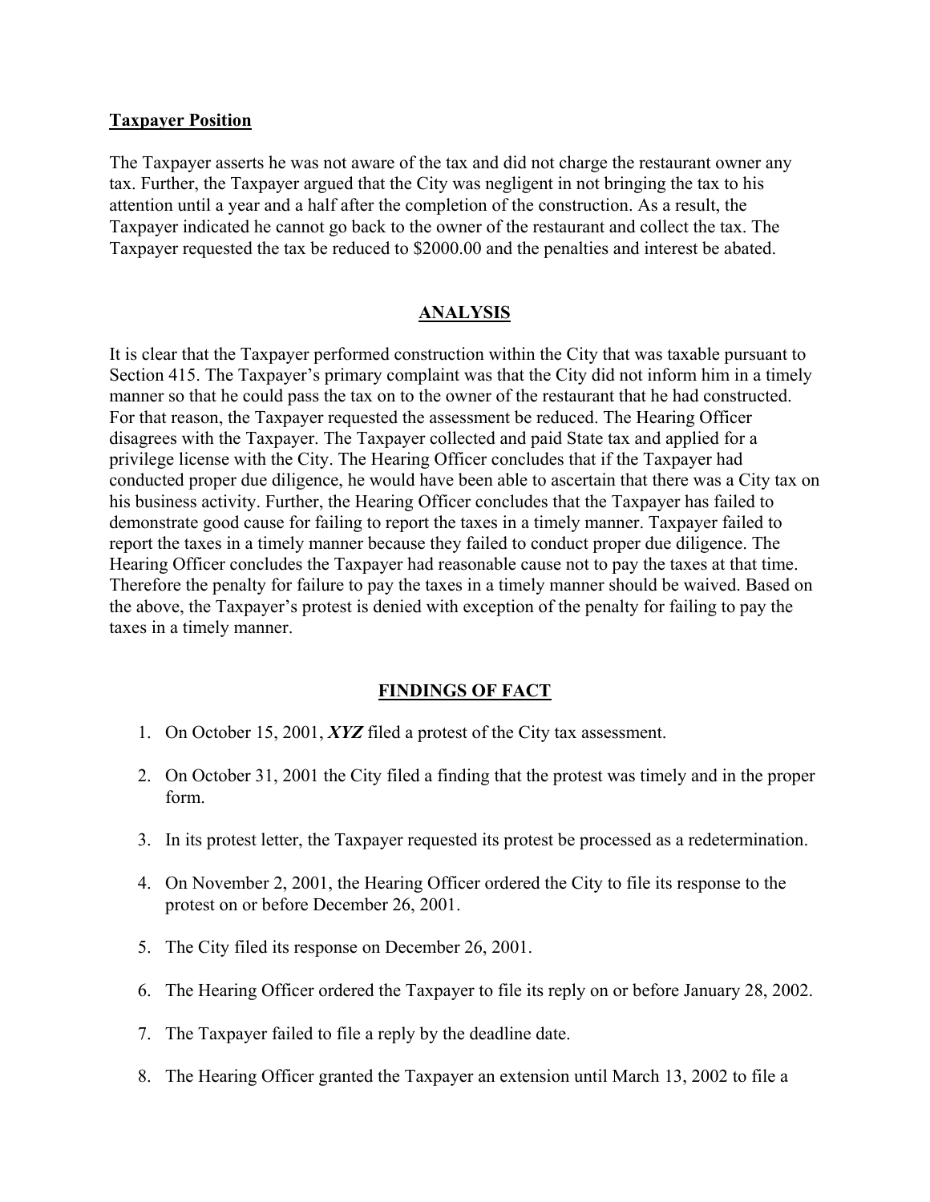**Taxpayer Position**

The Taxpayer asserts he was not aware of the tax and did not charge the restaurant owner any tax. Further, the Taxpayer argued that the City was negligent in not bringing the tax to his attention until a year and a half after the completion of the construction. As a result, the Taxpayer indicated he cannot go back to the owner of the restaurant and collect the tax. The Taxpayer requested the tax be reduced to $2000.00 and the penalties and interest be abated.

## ANALYSIS

It is clear that the Taxpayer performed construction within the City that was taxable pursuant to Section 415. The Taxpayer's primary complaint was that the City did not inform him in a timely manner so that he could pass the tax on to the owner of the restaurant that he had constructed. For that reason, the Taxpayer requested the assessment be reduced. The Hearing Officer disagrees with the Taxpayer. The Taxpayer collected and paid State tax and applied for a privilege license with the City. The Hearing Officer concludes that if the Taxpayer had conducted proper due diligence, he would have been able to ascertain that there was a City tax on his business activity. Further, the Hearing Officer concludes that the Taxpayer has failed to demonstrate good cause for failing to report the taxes in a timely manner. Taxpayer failed to report the taxes in a timely manner because they failed to conduct proper due diligence. The Hearing Officer concludes the Taxpayer had reasonable cause not to pay the taxes at that time. Therefore the penalty for failure to pay the taxes in a timely manner should be waived. Based on the above, the Taxpayer's protest is denied with exception of the penalty for failing to pay the taxes in a timely manner.

## FINDINGS OF FACT

1. On October 15, 2001, ***XYZ*** filed a protest of the City tax assessment.
2. On October 31, 2001 the City filed a finding that the protest was timely and in the proper form.
3. In its protest letter, the Taxpayer requested its protest be processed as a redetermination.
4. On November 2, 2001, the Hearing Officer ordered the City to file its response to the protest on or before December 26, 2001.
5. The City filed its response on December 26, 2001.
6. The Hearing Officer ordered the Taxpayer to file its reply on or before January 28, 2002.
7. The Taxpayer failed to file a reply by the deadline date.
8. The Hearing Officer granted the Taxpayer an extension until March 13, 2002 to file a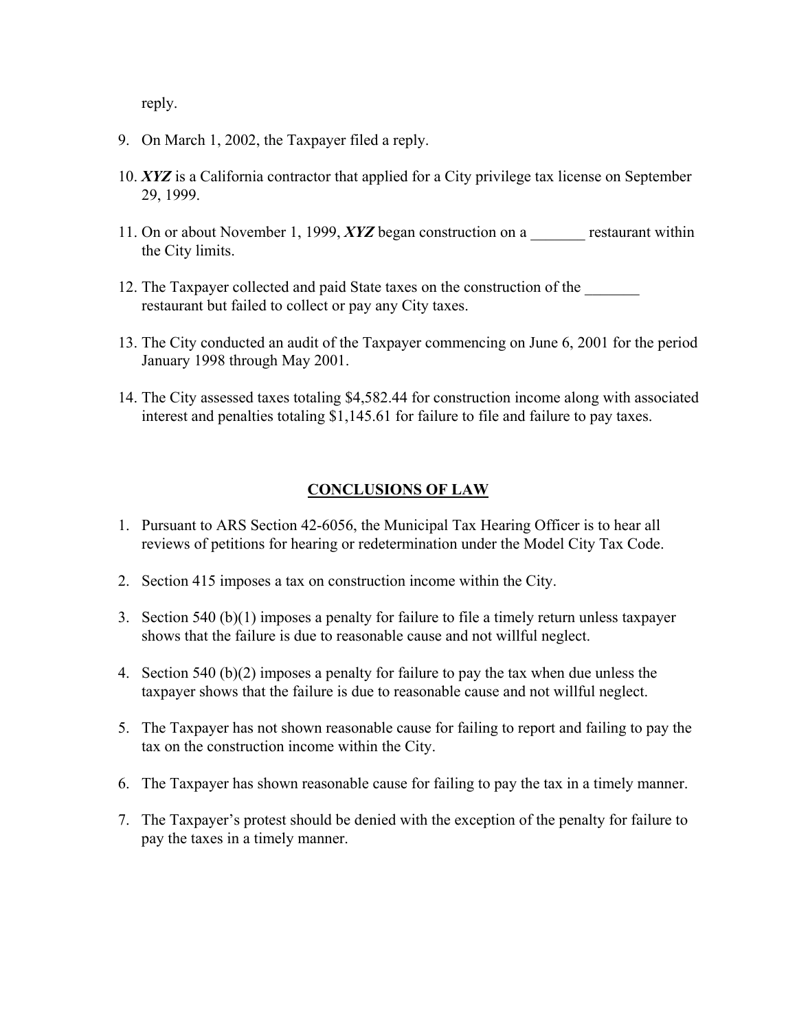reply.

9. On March 1, 2002, the Taxpayer filed a reply.

10. ***XYZ*** is a California contractor that applied for a City privilege tax license on September 29, 1999.

11. On or about November 1, 1999, ***XYZ*** began construction on a _______ restaurant within the City limits.

12. The Taxpayer collected and paid State taxes on the construction of the _______ restaurant but failed to collect or pay any City taxes.

13. The City conducted an audit of the Taxpayer commencing on June 6, 2001 for the period January 1998 through May 2001.

14. The City assessed taxes totaling $4,582.44 for construction income along with associated interest and penalties totaling $1,145.61 for failure to file and failure to pay taxes.

## CONCLUSIONS OF LAW

1. Pursuant to ARS Section 42-6056, the Municipal Tax Hearing Officer is to hear all reviews of petitions for hearing or redetermination under the Model City Tax Code.

2. Section 415 imposes a tax on construction income within the City.

3. Section 540 (b)(1) imposes a penalty for failure to file a timely return unless taxpayer shows that the failure is due to reasonable cause and not willful neglect.

4. Section 540 (b)(2) imposes a penalty for failure to pay the tax when due unless the taxpayer shows that the failure is due to reasonable cause and not willful neglect.

5. The Taxpayer has not shown reasonable cause for failing to report and failing to pay the tax on the construction income within the City.

6. The Taxpayer has shown reasonable cause for failing to pay the tax in a timely manner.

7. The Taxpayer's protest should be denied with the exception of the penalty for failure to pay the taxes in a timely manner.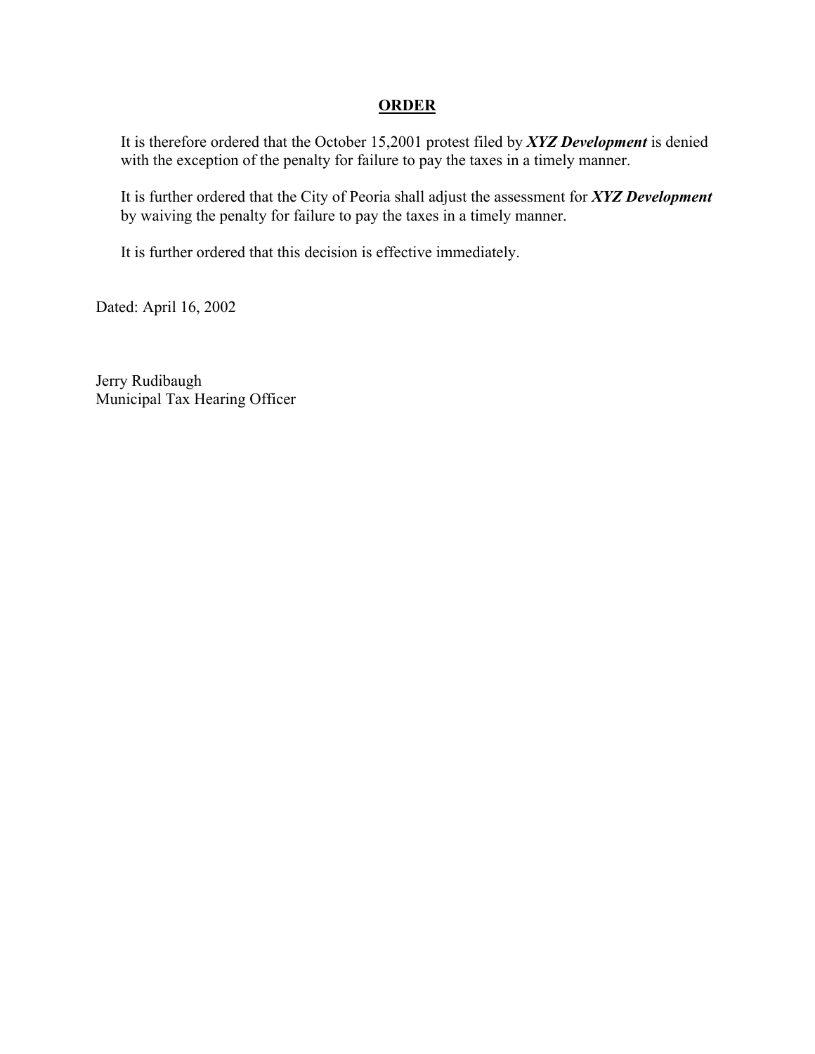## ORDER

It is therefore ordered that the October 15,2001 protest filed by ***XYZ Development*** is denied with the exception of the penalty for failure to pay the taxes in a timely manner.

It is further ordered that the City of Peoria shall adjust the assessment for ***XYZ Development*** by waiving the penalty for failure to pay the taxes in a timely manner.

It is further ordered that this decision is effective immediately.

Dated: April 16, 2002

Jerry Rudibaugh
Municipal Tax Hearing Officer